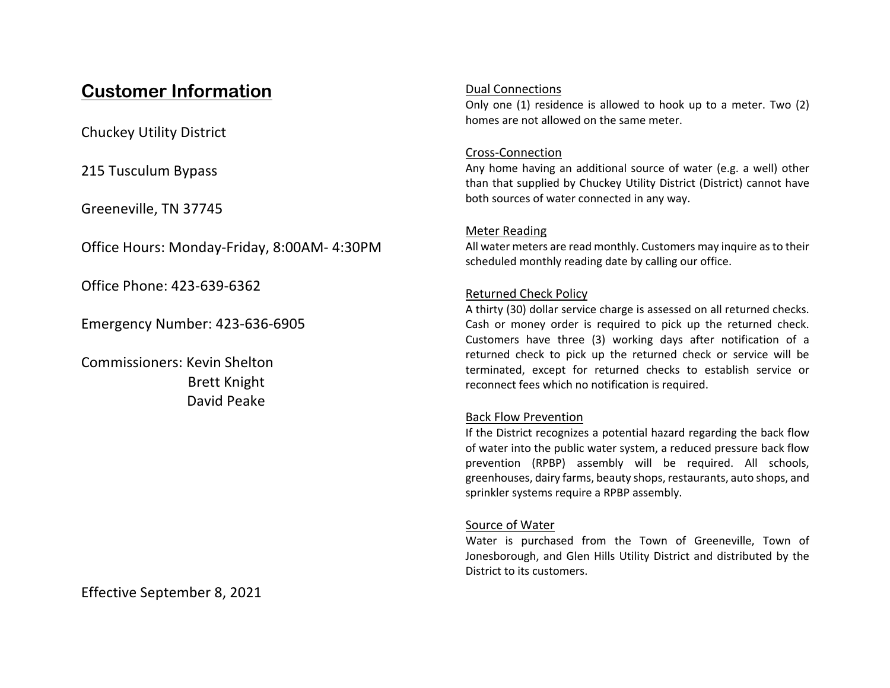## Customer Information

Chuckey Utility District

215 Tusculum Bypass

Greeneville, TN 37745

Office Hours: Monday-Friday, 8:00AM- 4:30PM

Office Phone: 423-639-6362

Emergency Number: 423-636-6905

Commissioners: Kevin Shelton
Brett Knight
David Peake

Effective September 8, 2021

### Dual Connections

Only one (1) residence is allowed to hook up to a meter. Two (2) homes are not allowed on the same meter.

### Cross-Connection

Any home having an additional source of water (e.g. a well) other than that supplied by Chuckey Utility District (District) cannot have both sources of water connected in any way.

### Meter Reading

All water meters are read monthly. Customers may inquire as to their scheduled monthly reading date by calling our office.

### Returned Check Policy

A thirty (30) dollar service charge is assessed on all returned checks. Cash or money order is required to pick up the returned check. Customers have three (3) working days after notification of a returned check to pick up the returned check or service will be terminated, except for returned checks to establish service or reconnect fees which no notification is required.

### Back Flow Prevention

If the District recognizes a potential hazard regarding the back flow of water into the public water system, a reduced pressure back flow prevention (RPBP) assembly will be required. All schools, greenhouses, dairy farms, beauty shops, restaurants, auto shops, and sprinkler systems require a RPBP assembly.

### Source of Water

Water is purchased from the Town of Greeneville, Town of Jonesborough, and Glen Hills Utility District and distributed by the District to its customers.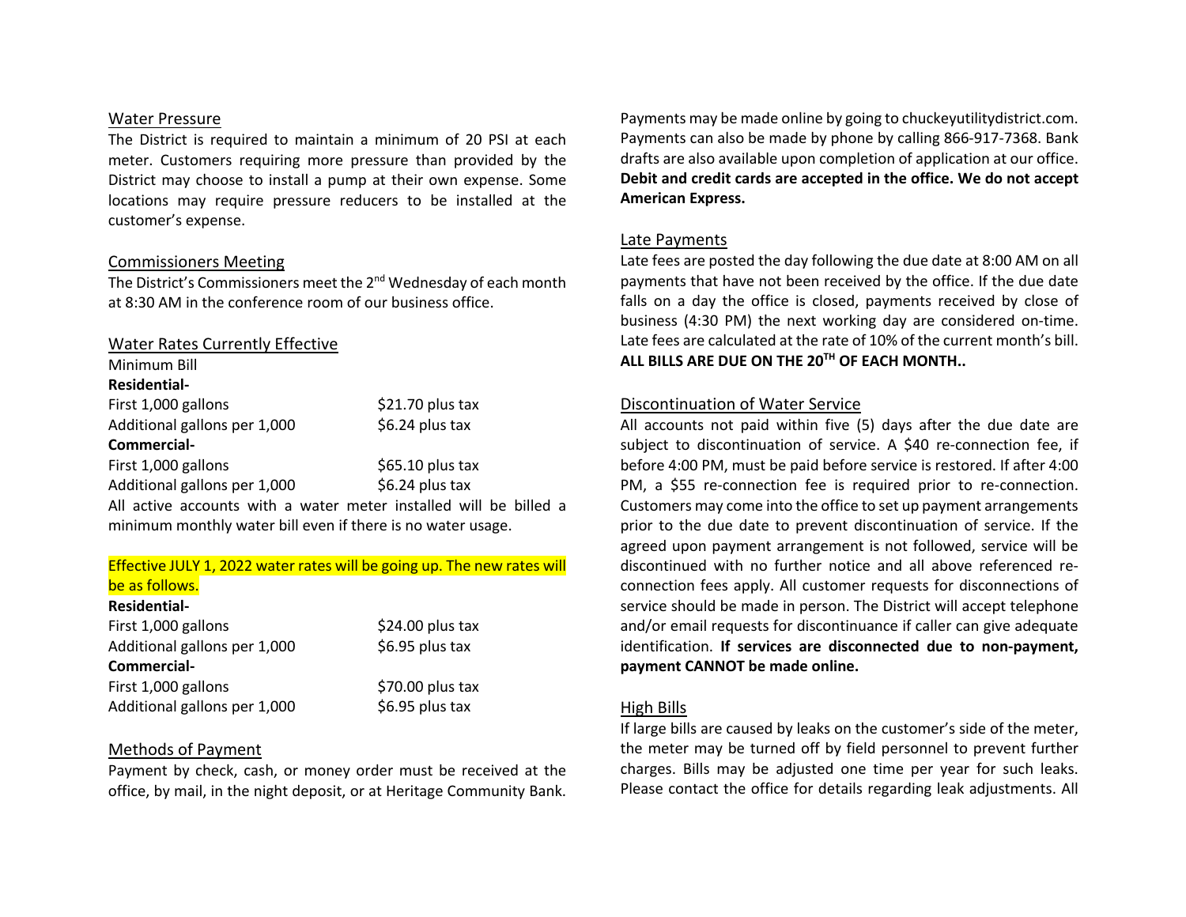## Water Pressure

The District is required to maintain a minimum of 20 PSI at each meter. Customers requiring more pressure than provided by the District may choose to install a pump at their own expense. Some locations may require pressure reducers to be installed at the customer's expense.

## Commissioners Meeting

The District's Commissioners meet the 2nd Wednesday of each month at 8:30 AM in the conference room of our business office.

## Water Rates Currently Effective

Minimum Bill

**Residential-**

| | |
|---|---|
| First 1,000 gallons | $21.70 plus tax |
| Additional gallons per 1,000 | $6.24 plus tax |

**Commercial-**

| | |
|---|---|
| First 1,000 gallons | $65.10 plus tax |
| Additional gallons per 1,000 | $6.24 plus tax |

All active accounts with a water meter installed will be billed a minimum monthly water bill even if there is no water usage.

Effective JULY 1, 2022 water rates will be going up. The new rates will be as follows.

**Residential-**

| | |
|---|---|
| First 1,000 gallons | $24.00 plus tax |
| Additional gallons per 1,000 | $6.95 plus tax |

**Commercial-**

| | |
|---|---|
| First 1,000 gallons | $70.00 plus tax |
| Additional gallons per 1,000 | $6.95 plus tax |

## Methods of Payment

Payment by check, cash, or money order must be received at the office, by mail, in the night deposit, or at Heritage Community Bank. Payments may be made online by going to chuckeyutilitydistrict.com. Payments can also be made by phone by calling 866-917-7368. Bank drafts are also available upon completion of application at our office. **Debit and credit cards are accepted in the office. We do not accept American Express.**

## Late Payments

Late fees are posted the day following the due date at 8:00 AM on all payments that have not been received by the office. If the due date falls on a day the office is closed, payments received by close of business (4:30 PM) the next working day are considered on-time. Late fees are calculated at the rate of 10% of the current month's bill. **ALL BILLS ARE DUE ON THE 20TH OF EACH MONTH..**

## Discontinuation of Water Service

All accounts not paid within five (5) days after the due date are subject to discontinuation of service. A $40 re-connection fee, if before 4:00 PM, must be paid before service is restored. If after 4:00 PM, a $55 re-connection fee is required prior to re-connection. Customers may come into the office to set up payment arrangements prior to the due date to prevent discontinuation of service. If the agreed upon payment arrangement is not followed, service will be discontinued with no further notice and all above referenced re-connection fees apply. All customer requests for disconnections of service should be made in person. The District will accept telephone and/or email requests for discontinuance if caller can give adequate identification. **If services are disconnected due to non-payment, payment CANNOT be made online.**

## High Bills

If large bills are caused by leaks on the customer's side of the meter, the meter may be turned off by field personnel to prevent further charges. Bills may be adjusted one time per year for such leaks. Please contact the office for details regarding leak adjustments. All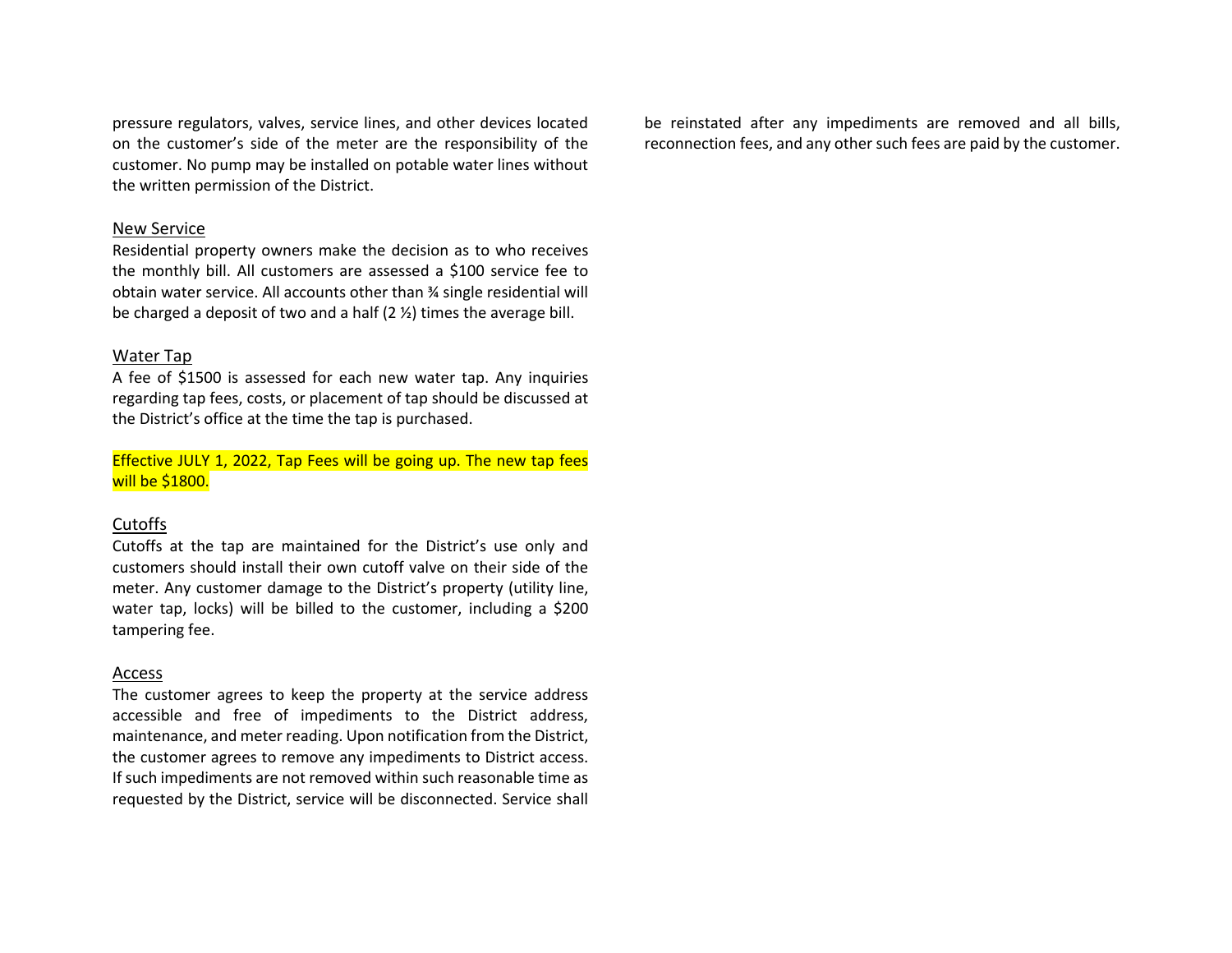pressure regulators, valves, service lines, and other devices located on the customer's side of the meter are the responsibility of the customer. No pump may be installed on potable water lines without the written permission of the District.

## New Service

Residential property owners make the decision as to who receives the monthly bill. All customers are assessed a $100 service fee to obtain water service. All accounts other than ¾ single residential will be charged a deposit of two and a half (2 ½) times the average bill.

## Water Tap

A fee of $1500 is assessed for each new water tap. Any inquiries regarding tap fees, costs, or placement of tap should be discussed at the District's office at the time the tap is purchased.

Effective JULY 1, 2022, Tap Fees will be going up. The new tap fees will be $1800.

## Cutoffs

Cutoffs at the tap are maintained for the District's use only and customers should install their own cutoff valve on their side of the meter. Any customer damage to the District's property (utility line, water tap, locks) will be billed to the customer, including a $200 tampering fee.

## Access

The customer agrees to keep the property at the service address accessible and free of impediments to the District address, maintenance, and meter reading. Upon notification from the District, the customer agrees to remove any impediments to District access. If such impediments are not removed within such reasonable time as requested by the District, service will be disconnected. Service shall be reinstated after any impediments are removed and all bills, reconnection fees, and any other such fees are paid by the customer.